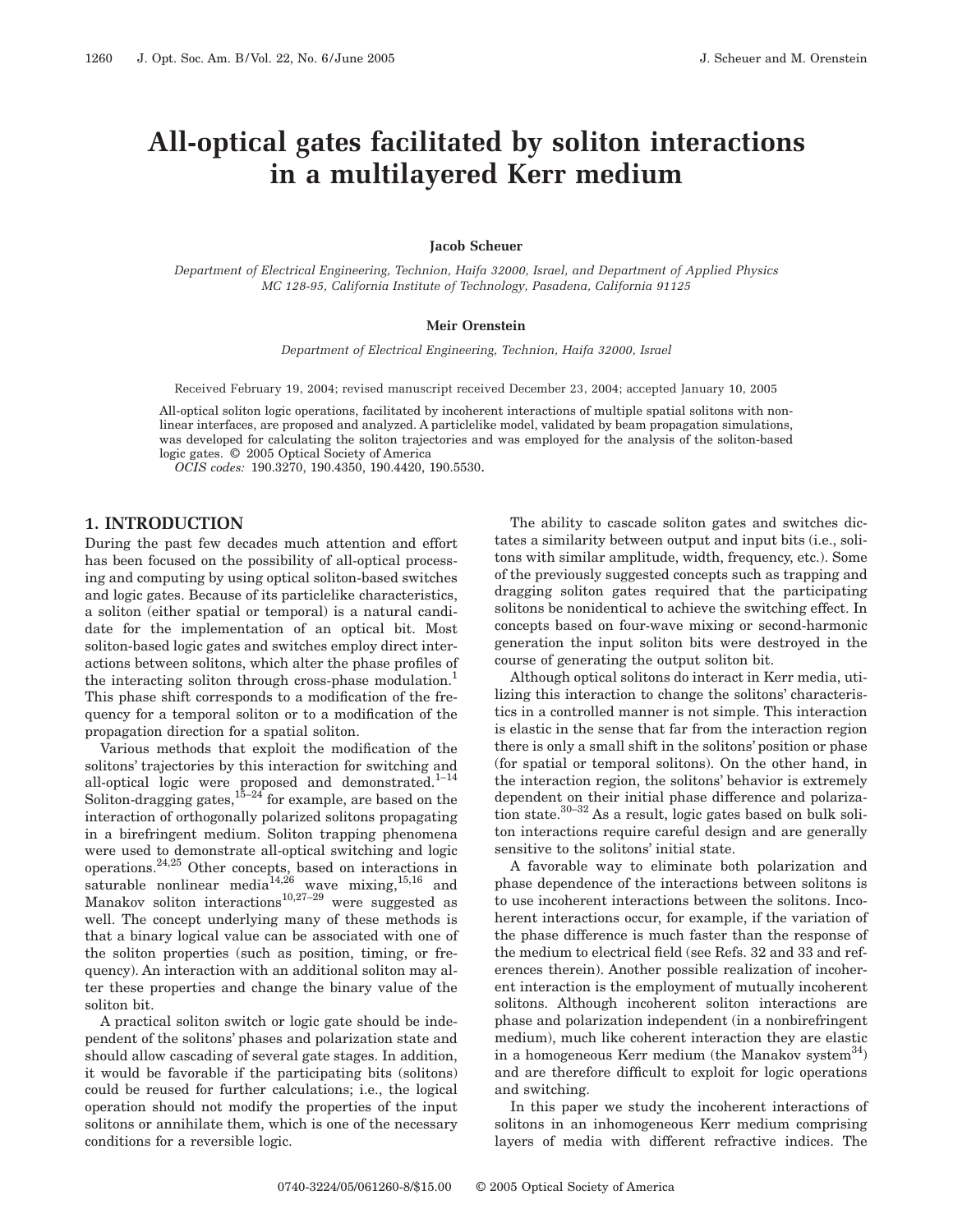# All-optical gates facilitated by soliton interactions in a multilayered Kerr medium

**Jacob Scheuer**

*Department of Electrical Engineering, Technion, Haifa 32000, Israel, and Department of Applied Physics MC 128-95, California Institute of Technology, Pasadena, California 91125*

**Meir Orenstein**

*Department of Electrical Engineering, Technion, Haifa 32000, Israel*

Received February 19, 2004; revised manuscript received December 23, 2004; accepted January 10, 2005

All-optical soliton logic operations, facilitated by incoherent interactions of multiple spatial solitons with nonlinear interfaces, are proposed and analyzed. A particlelike model, validated by beam propagation simulations, was developed for calculating the soliton trajectories and was employed for the analysis of the soliton-based logic gates. © 2005 Optical Society of America

*OCIS codes:* 190.3270, 190.4350, 190.4420, 190.5530.

## 1. INTRODUCTION

During the past few decades much attention and effort has been focused on the possibility of all-optical processing and computing by using optical soliton-based switches and logic gates. Because of its particlelike characteristics, a soliton (either spatial or temporal) is a natural candidate for the implementation of an optical bit. Most soliton-based logic gates and switches employ direct interactions between solitons, which alter the phase profiles of the interacting soliton through cross-phase modulation.[1] This phase shift corresponds to a modification of the frequency for a temporal soliton or to a modification of the propagation direction for a spatial soliton.

Various methods that exploit the modification of the solitons' trajectories by this interaction for switching and all-optical logic were proposed and demonstrated.[1–14] Soliton-dragging gates,[15–24] for example, are based on the interaction of orthogonally polarized solitons propagating in a birefringent medium. Soliton trapping phenomena were used to demonstrate all-optical switching and logic operations.[24,25] Other concepts, based on interactions in saturable nonlinear media[14,26] wave mixing,[15,16] and Manakov soliton interactions[10,27–29] were suggested as well. The concept underlying many of these methods is that a binary logical value can be associated with one of the soliton properties (such as position, timing, or frequency). An interaction with an additional soliton may alter these properties and change the binary value of the soliton bit.

A practical soliton switch or logic gate should be independent of the solitons' phases and polarization state and should allow cascading of several gate stages. In addition, it would be favorable if the participating bits (solitons) could be reused for further calculations; i.e., the logical operation should not modify the properties of the input solitons or annihilate them, which is one of the necessary conditions for a reversible logic.

The ability to cascade soliton gates and switches dictates a similarity between output and input bits (i.e., solitons with similar amplitude, width, frequency, etc.). Some of the previously suggested concepts such as trapping and dragging soliton gates required that the participating solitons be nonidentical to achieve the switching effect. In concepts based on four-wave mixing or second-harmonic generation the input soliton bits were destroyed in the course of generating the output soliton bit.

Although optical solitons do interact in Kerr media, utilizing this interaction to change the solitons' characteristics in a controlled manner is not simple. This interaction is elastic in the sense that far from the interaction region there is only a small shift in the solitons' position or phase (for spatial or temporal solitons). On the other hand, in the interaction region, the solitons' behavior is extremely dependent on their initial phase difference and polarization state.[30–32] As a result, logic gates based on bulk soliton interactions require careful design and are generally sensitive to the solitons' initial state.

A favorable way to eliminate both polarization and phase dependence of the interactions between solitons is to use incoherent interactions between the solitons. Incoherent interactions occur, for example, if the variation of the phase difference is much faster than the response of the medium to electrical field (see Refs. 32 and 33 and references therein). Another possible realization of incoherent interaction is the employment of mutually incoherent solitons. Although incoherent soliton interactions are phase and polarization independent (in a nonbirefringent medium), much like coherent interaction they are elastic in a homogeneous Kerr medium (the Manakov system[34]) and are therefore difficult to exploit for logic operations and switching.

In this paper we study the incoherent interactions of solitons in an inhomogeneous Kerr medium comprising layers of media with different refractive indices. The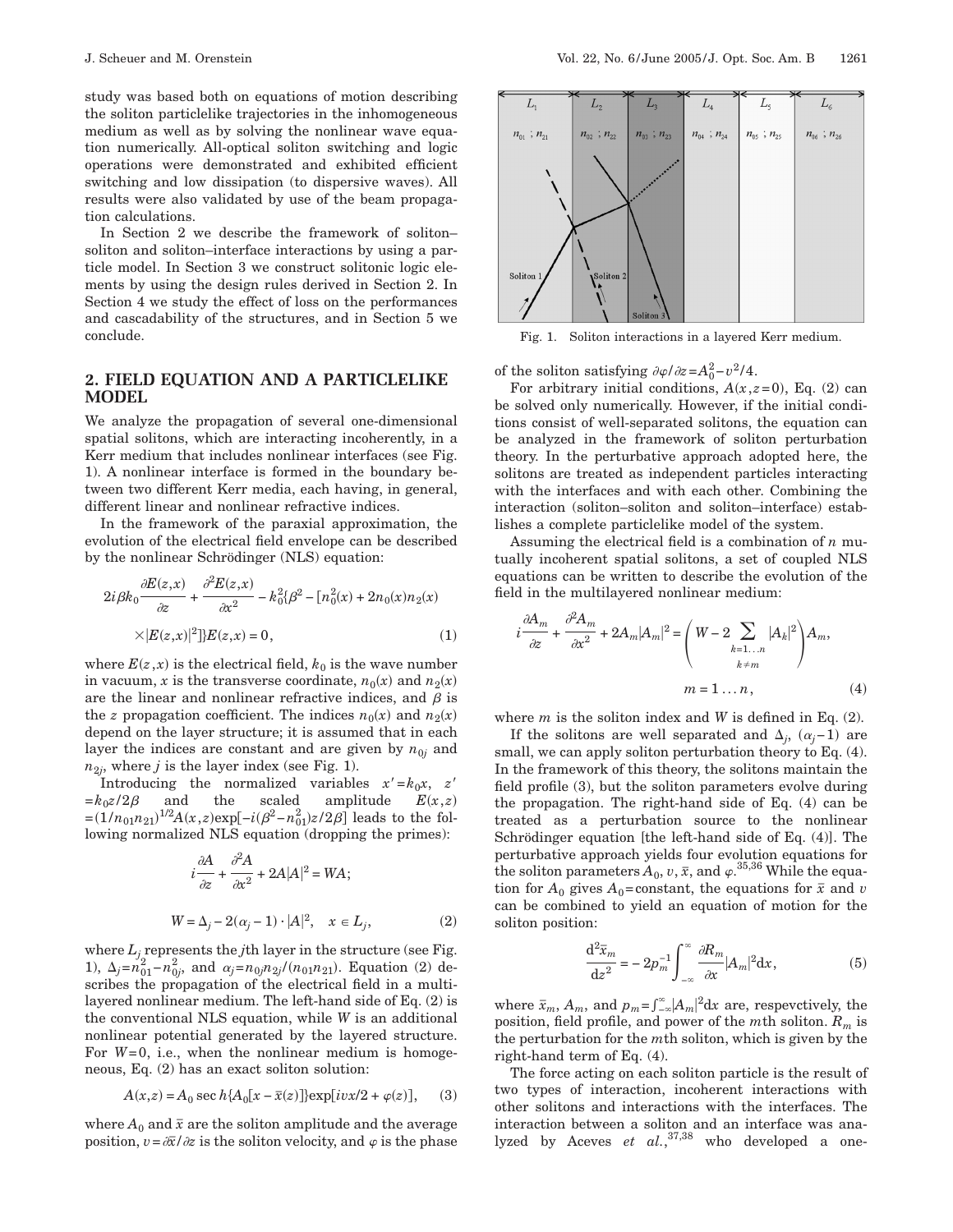study was based both on equations of motion describing the soliton particlelike trajectories in the inhomogeneous medium as well as by solving the nonlinear wave equation numerically. All-optical soliton switching and logic operations were demonstrated and exhibited efficient switching and low dissipation (to dispersive waves). All results were also validated by use of the beam propagation calculations.

In Section 2 we describe the framework of soliton–soliton and soliton–interface interactions by using a particle model. In Section 3 we construct solitonic logic elements by using the design rules derived in Section 2. In Section 4 we study the effect of loss on the performances and cascadability of the structures, and in Section 5 we conclude.

## 2. FIELD EQUATION AND A PARTICLELIKE MODEL

We analyze the propagation of several one-dimensional spatial solitons, which are interacting incoherently, in a Kerr medium that includes nonlinear interfaces (see Fig. 1). A nonlinear interface is formed in the boundary between two different Kerr media, each having, in general, different linear and nonlinear refractive indices.

In the framework of the paraxial approximation, the evolution of the electrical field envelope can be described by the nonlinear Schrödinger (NLS) equation:

$$2i\beta k_0 \frac{\partial E(z,x)}{\partial z} + \frac{\partial^2 E(z,x)}{\partial x^2} - k_0^2\{\beta^2 - [n_0^2(x) + 2n_0(x)n_2(x) \times |E(z,x)|^2]\}E(z,x) = 0, \tag{1}$$

where $E(z,x)$ is the electrical field, $k_0$ is the wave number in vacuum, $x$ is the transverse coordinate, $n_0(x)$ and $n_2(x)$ are the linear and nonlinear refractive indices, and $\beta$ is the $z$ propagation coefficient. The indices $n_0(x)$ and $n_2(x)$ depend on the layer structure; it is assumed that in each layer the indices are constant and are given by $n_{0j}$ and $n_{2j}$, where $j$ is the layer index (see Fig. 1).

Introducing the normalized variables $x' = k_0 x$, $z' = k_0 z/2\beta$ and the scaled amplitude $E(x,z) = (1/n_{01}n_{21})^{1/2}A(x,z)\exp[-i(\beta^2 - n_{01}^2)z/2\beta]$ leads to the following normalized NLS equation (dropping the primes):

$$i\frac{\partial A}{\partial z} + \frac{\partial^2 A}{\partial x^2} + 2A|A|^2 = WA;$$

$$W = \Delta_j - 2(\alpha_j - 1)\cdot|A|^2, \quad x \in L_j, \tag{2}$$

where $L_j$ represents the $j$th layer in the structure (see Fig. 1), $\Delta_j = n_{01}^2 - n_{0j}^2$, and $\alpha_j = n_{0j}n_{2j}/(n_{01}n_{21})$. Equation (2) describes the propagation of the electrical field in a multilayered nonlinear medium. The left-hand side of Eq. (2) is the conventional NLS equation, while $W$ is an additional nonlinear potential generated by the layered structure. For $W=0$, i.e., when the nonlinear medium is homogeneous, Eq. (2) has an exact soliton solution:

$$A(x,z) = A_0 \operatorname{sech}\{A_0[x - \bar{x}(z)]\}\exp[ivx/2 + \varphi(z)], \tag{3}$$

where $A_0$ and $\bar{x}$ are the soliton amplitude and the average position, $v = \partial\bar{x}/\partial z$ is the soliton velocity, and $\varphi$ is the phase of the soliton satisfying $\partial\varphi/\partial z = A_0^2 - v^2/4$.

Fig. 1. Soliton interactions in a layered Kerr medium.

For arbitrary initial conditions, $A(x, z=0)$, Eq. (2) can be solved only numerically. However, if the initial conditions consist of well-separated solitons, the equation can be analyzed in the framework of soliton perturbation theory. In the perturbative approach adopted here, the solitons are treated as independent particles interacting with the interfaces and with each other. Combining the interaction (soliton–soliton and soliton–interface) establishes a complete particlelike model of the system.

Assuming the electrical field is a combination of $n$ mutually incoherent spatial solitons, a set of coupled NLS equations can be written to describe the evolution of the field in the multilayered nonlinear medium:

$$i\frac{\partial A_m}{\partial z} + \frac{\partial^2 A_m}{\partial x^2} + 2A_m|A_m|^2 = \left(W - 2\sum_{\substack{k=1\ldots n \\ k\neq m}}|A_k|^2\right)A_m,$$

$$m = 1\ldots n, \tag{4}$$

where $m$ is the soliton index and $W$ is defined in Eq. (2).

If the solitons are well separated and $\Delta_j$, $(\alpha_j - 1)$ are small, we can apply soliton perturbation theory to Eq. (4). In the framework of this theory, the solitons maintain the field profile (3), but the soliton parameters evolve during the propagation. The right-hand side of Eq. (4) can be treated as a perturbation source to the nonlinear Schrödinger equation [the left-hand side of Eq. (4)]. The perturbative approach yields four evolution equations for the soliton parameters $A_0$, $v$, $\bar{x}$, and $\varphi$.[35,36] While the equation for $A_0$ gives $A_0$=constant, the equations for $\bar{x}$ and $v$ can be combined to yield an equation of motion for the soliton position:

$$\frac{d^2\bar{x}_m}{dz^2} = -2p_m^{-1}\int_{-\infty}^{\infty}\frac{\partial R_m}{\partial x}|A_m|^2 dx, \tag{5}$$

where $\bar{x}_m$, $A_m$, and $p_m = \int_{-\infty}^{\infty}|A_m|^2 dx$ are, respevctively, the position, field profile, and power of the $m$th soliton. $R_m$ is the perturbation for the $m$th soliton, which is given by the right-hand term of Eq. (4).

The force acting on each soliton particle is the result of two types of interaction, incoherent interactions with other solitons and interactions with the interfaces. The interaction between a soliton and an interface was analyzed by Aceves *et al.*,[37,38] who developed a one-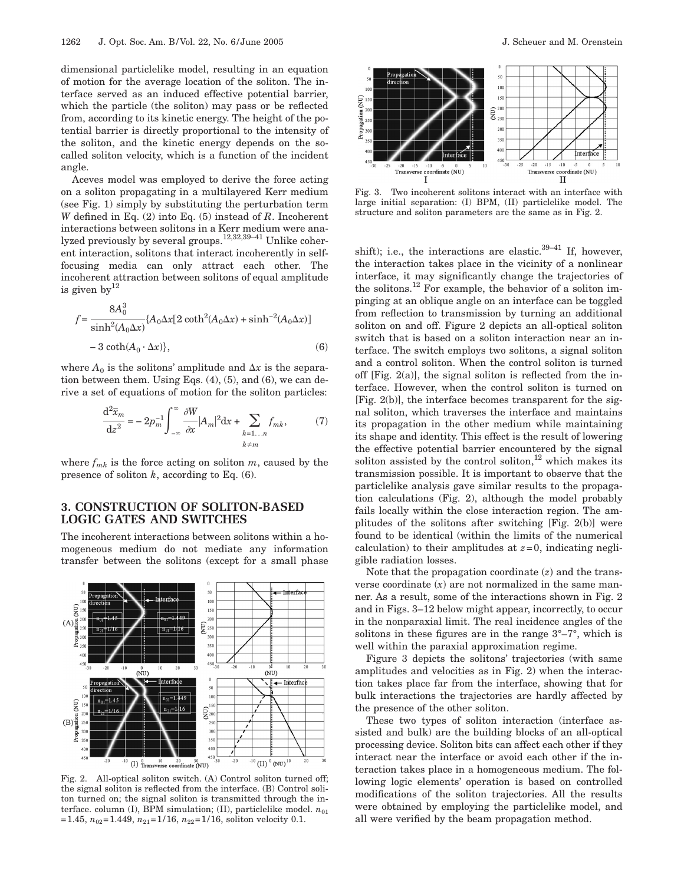dimensional particlelike model, resulting in an equation of motion for the average location of the soliton. The interface served as an induced effective potential barrier, which the particle (the soliton) may pass or be reflected from, according to its kinetic energy. The height of the potential barrier is directly proportional to the intensity of the soliton, and the kinetic energy depends on the so-called soliton velocity, which is a function of the incident angle.

Aceves model was employed to derive the force acting on a soliton propagating in a multilayered Kerr medium (see Fig. 1) simply by substituting the perturbation term $W$ defined in Eq. (2) into Eq. (5) instead of $R$. Incoherent interactions between solitons in a Kerr medium were analyzed previously by several groups.[12,32,39–41] Unlike coherent interaction, solitons that interact incoherently in self-focusing media can only attract each other. The incoherent attraction between solitons of equal amplitude is given by[12]

$$f = \frac{8A_0^3}{\sinh^2(A_0\Delta x)}\{A_0\Delta x[2\coth^2(A_0\Delta x) + \sinh^{-2}(A_0\Delta x)] - 3\coth(A_0\cdot\Delta x)\}, \tag{6}$$

where $A_0$ is the solitons' amplitude and $\Delta x$ is the separation between them. Using Eqs. (4), (5), and (6), we can derive a set of equations of motion for the soliton particles:

$$\frac{\mathrm{d}^2\bar{x}_m}{\mathrm{d}z^2} = -2p_m^{-1}\int_{-\infty}^{\infty}\frac{\partial W}{\partial x}|A_m|^2\mathrm{d}x + \sum_{\substack{k=1\ldots n\\ k\neq m}} f_{mk}, \tag{7}$$

where $f_{mk}$ is the force acting on soliton $m$, caused by the presence of soliton $k$, according to Eq. (6).

## 3. CONSTRUCTION OF SOLITON-BASED LOGIC GATES AND SWITCHES

The incoherent interactions between solitons within a homogeneous medium do not mediate any information transfer between the solitons (except for a small phase shift); i.e., the interactions are elastic.[39–41] If, however, the interaction takes place in the vicinity of a nonlinear interface, it may significantly change the trajectories of the solitons.[12] For example, the behavior of a soliton impinging at an oblique angle on an interface can be toggled from reflection to transmission by turning an additional soliton on and off. Figure 2 depicts an all-optical soliton switch that is based on a soliton interaction near an interface. The switch employs two solitons, a signal soliton and a control soliton. When the control soliton is turned off [Fig. 2(a)], the signal soliton is reflected from the interface. However, when the control soliton is turned on [Fig. 2(b)], the interface becomes transparent for the signal soliton, which traverses the interface and maintains its propagation in the other medium while maintaining its shape and identity. This effect is the result of lowering the effective potential barrier encountered by the signal soliton assisted by the control soliton,[12] which makes its transmission possible. It is important to observe that the particlelike analysis gave similar results to the propagation calculations (Fig. 2), although the model probably fails locally within the close interaction region. The amplitudes of the solitons after switching [Fig. 2(b)] were found to be identical (within the limits of the numerical calculation) to their amplitudes at $z=0$, indicating negligible radiation losses.

Fig. 2. All-optical soliton switch. (A) Control soliton turned off; the signal soliton is reflected from the interface. (B) Control soliton turned on; the signal soliton is transmitted through the interface. column (I), BPM simulation; (II), particlelike model. $n_{01}=1.45$, $n_{02}=1.449$, $n_{21}=1/16$, $n_{22}=1/16$, soliton velocity 0.1.

Fig. 3. Two incoherent solitons interact with an interface with large initial separation: (I) BPM, (II) particlelike model. The structure and soliton parameters are the same as in Fig. 2.

Note that the propagation coordinate ($z$) and the transverse coordinate ($x$) are not normalized in the same manner. As a result, some of the interactions shown in Fig. 2 and in Figs. 3–12 below might appear, incorrectly, to occur in the nonparaxial limit. The real incidence angles of the solitons in these figures are in the range 3°–7°, which is well within the paraxial approximation regime.

Figure 3 depicts the solitons' trajectories (with same amplitudes and velocities as in Fig. 2) when the interaction takes place far from the interface, showing that for bulk interactions the trajectories are hardly affected by the presence of the other soliton.

These two types of soliton interaction (interface assisted and bulk) are the building blocks of an all-optical processing device. Soliton bits can affect each other if they interact near the interface or avoid each other if the interaction takes place in a homogeneous medium. The following logic elements' operation is based on controlled modifications of the soliton trajectories. All the results were obtained by employing the particlelike model, and all were verified by the beam propagation method.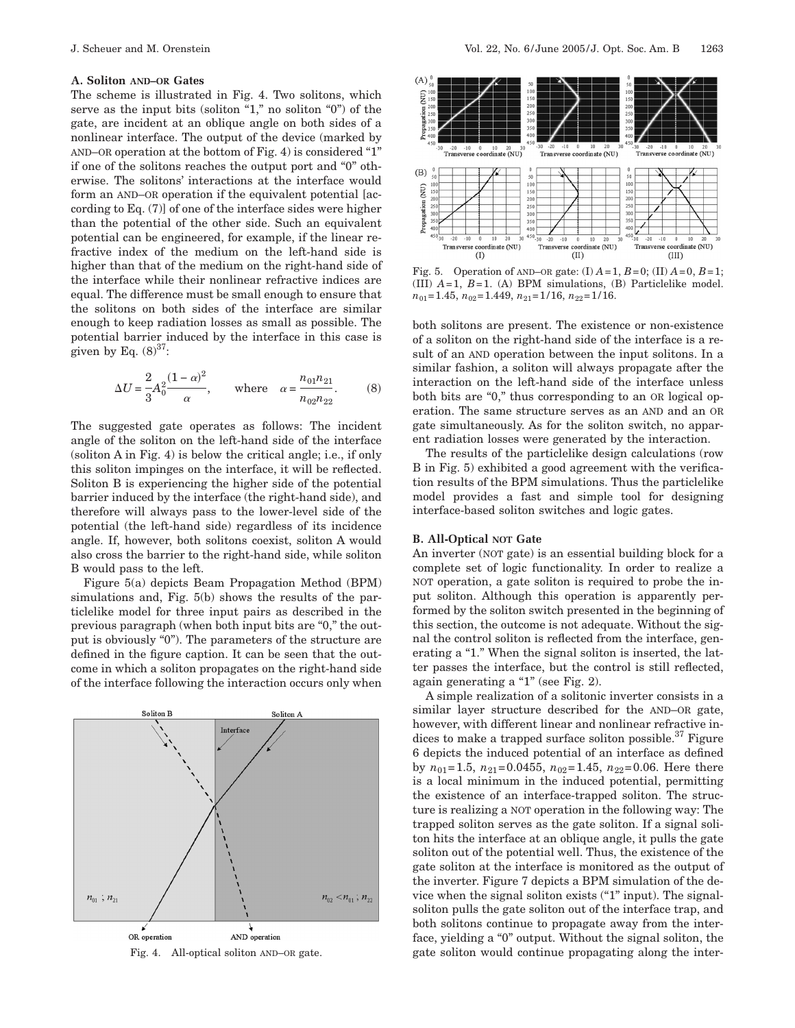### A. Soliton AND–OR Gates

The scheme is illustrated in Fig. 4. Two solitons, which serve as the input bits (soliton "1," no soliton "0") of the gate, are incident at an oblique angle on both sides of a nonlinear interface. The output of the device (marked by AND–OR operation at the bottom of Fig. 4) is considered "1" if one of the solitons reaches the output port and "0" otherwise. The solitons' interactions at the interface would form an AND–OR operation if the equivalent potential [according to Eq. (7)] of one of the interface sides were higher than the potential of the other side. Such an equivalent potential can be engineered, for example, if the linear refractive index of the medium on the left-hand side is higher than that of the medium on the right-hand side of the interface while their nonlinear refractive indices are equal. The difference must be small enough to ensure that the solitons on both sides of the interface are similar enough to keep radiation losses as small as possible. The potential barrier induced by the interface in this case is given by Eq. (8)[37]:

$$\Delta U = \frac{2}{3}A_0^2\frac{(1-\alpha)^2}{\alpha}, \qquad \text{where} \quad \alpha = \frac{n_{01}n_{21}}{n_{02}n_{22}}. \tag{8}$$

The suggested gate operates as follows: The incident angle of the soliton on the left-hand side of the interface (soliton A in Fig. 4) is below the critical angle; i.e., if only this soliton impinges on the interface, it will be reflected. Soliton B is experiencing the higher side of the potential barrier induced by the interface (the right-hand side), and therefore will always pass to the lower-level side of the potential (the left-hand side) regardless of its incidence angle. If, however, both solitons coexist, soliton A would also cross the barrier to the right-hand side, while soliton B would pass to the left.

Figure 5(a) depicts Beam Propagation Method (BPM) simulations and, Fig. 5(b) shows the results of the particlelike model for three input pairs as described in the previous paragraph (when both input bits are "0," the output is obviously "0"). The parameters of the structure are defined in the figure caption. It can be seen that the outcome in which a soliton propagates on the right-hand side of the interface following the interaction occurs only when both solitons are present. The existence or non-existence of a soliton on the right-hand side of the interface is a result of an AND operation between the input solitons. In a similar fashion, a soliton will always propagate after the interaction on the left-hand side of the interface unless both bits are "0," thus corresponding to an OR logical operation. The same structure serves as an AND and an OR gate simultaneously. As for the soliton switch, no apparent radiation losses were generated by the interaction.

Fig. 4. All-optical soliton AND–OR gate.

Fig. 5. Operation of AND–OR gate: (I) $A=1$, $B=0$; (II) $A=0$, $B=1$; (III) $A=1$, $B=1$. (A) BPM simulations, (B) Particlelike model. $n_{01}=1.45$, $n_{02}=1.449$, $n_{21}=1/16$, $n_{22}=1/16$.

The results of the particlelike design calculations (row B in Fig. 5) exhibited a good agreement with the verification results of the BPM simulations. Thus the particlelike model provides a fast and simple tool for designing interface-based soliton switches and logic gates.

### B. All-Optical NOT Gate

An inverter (NOT gate) is an essential building block for a complete set of logic functionality. In order to realize a NOT operation, a gate soliton is required to probe the input soliton. Although this operation is apparently performed by the soliton switch presented in the beginning of this section, the outcome is not adequate. Without the signal the control soliton is reflected from the interface, generating a "1." When the signal soliton is inserted, the latter passes the interface, but the control is still reflected, again generating a "1" (see Fig. 2).

A simple realization of a solitonic inverter consists in a similar layer structure described for the AND–OR gate, however, with different linear and nonlinear refractive indices to make a trapped surface soliton possible.[37] Figure 6 depicts the induced potential of an interface as defined by $n_{01}=1.5$, $n_{21}=0.0455$, $n_{02}=1.45$, $n_{22}=0.06$. Here there is a local minimum in the induced potential, permitting the existence of an interface-trapped soliton. The structure is realizing a NOT operation in the following way: The trapped soliton serves as the gate soliton. If a signal soliton hits the interface at an oblique angle, it pulls the gate soliton out of the potential well. Thus, the existence of the gate soliton at the interface is monitored as the output of the inverter. Figure 7 depicts a BPM simulation of the device when the signal soliton exists ("1" input). The signal-soliton pulls the gate soliton out of the interface trap, and both solitons continue to propagate away from the interface, yielding a "0" output. Without the signal soliton, the gate soliton would continue propagating along the inter-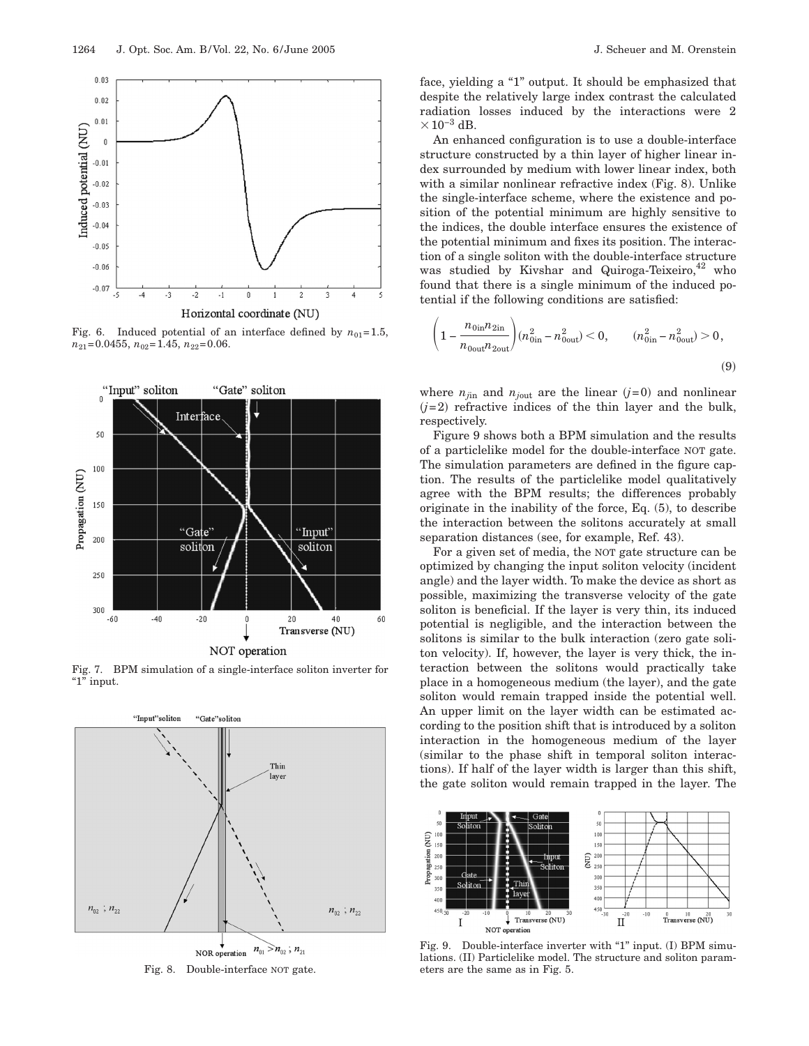Fig. 6. Induced potential of an interface defined by $n_{01}=1.5$, $n_{21}=0.0455$, $n_{02}=1.45$, $n_{22}=0.06$.

Fig. 7. BPM simulation of a single-interface soliton inverter for "1" input.

Fig. 8. Double-interface NOT gate.

face, yielding a "1" output. It should be emphasized that despite the relatively large index contrast the calculated radiation losses induced by the interactions were $2 \times 10^{-3}$ dB.

An enhanced configuration is to use a double-interface structure constructed by a thin layer of higher linear index surrounded by medium with lower linear index, both with a similar nonlinear refractive index (Fig. 8). Unlike the single-interface scheme, where the existence and position of the potential minimum are highly sensitive to the indices, the double interface ensures the existence of the potential minimum and fixes its position. The interaction of a single soliton with the double-interface structure was studied by Kivshar and Quiroga-Teixeiro,[42] who found that there is a single minimum of the induced potential if the following conditions are satisfied:

$$\left(1 - \frac{n_{0\text{in}} n_{2\text{in}}}{n_{0\text{out}} n_{2\text{out}}}\right)(n_{0\text{in}}^2 - n_{0\text{out}}^2) < 0, \qquad (n_{0\text{in}}^2 - n_{0\text{out}}^2) > 0, \tag{9}$$

where $n_{j\text{in}}$ and $n_{j\text{out}}$ are the linear ($j=0$) and nonlinear ($j=2$) refractive indices of the thin layer and the bulk, respectively.

Figure 9 shows both a BPM simulation and the results of a particlelike model for the double-interface NOT gate. The simulation parameters are defined in the figure caption. The results of the particlelike model qualitatively agree with the BPM results; the differences probably originate in the inability of the force, Eq. (5), to describe the interaction between the solitons accurately at small separation distances (see, for example, Ref. 43).

For a given set of media, the NOT gate structure can be optimized by changing the input soliton velocity (incident angle) and the layer width. To make the device as short as possible, maximizing the transverse velocity of the gate soliton is beneficial. If the layer is very thin, its induced potential is negligible, and the interaction between the solitons is similar to the bulk interaction (zero gate soliton velocity). If, however, the layer is very thick, the interaction between the solitons would practically take place in a homogeneous medium (the layer), and the gate soliton would remain trapped inside the potential well. An upper limit on the layer width can be estimated according to the position shift that is introduced by a soliton interaction in the homogeneous medium of the layer (similar to the phase shift in temporal soliton interactions). If half of the layer width is larger than this shift, the gate soliton would remain trapped in the layer. The

Fig. 9. Double-interface inverter with "1" input. (I) BPM simulations. (II) Particlelike model. The structure and soliton parameters are the same as in Fig. 5.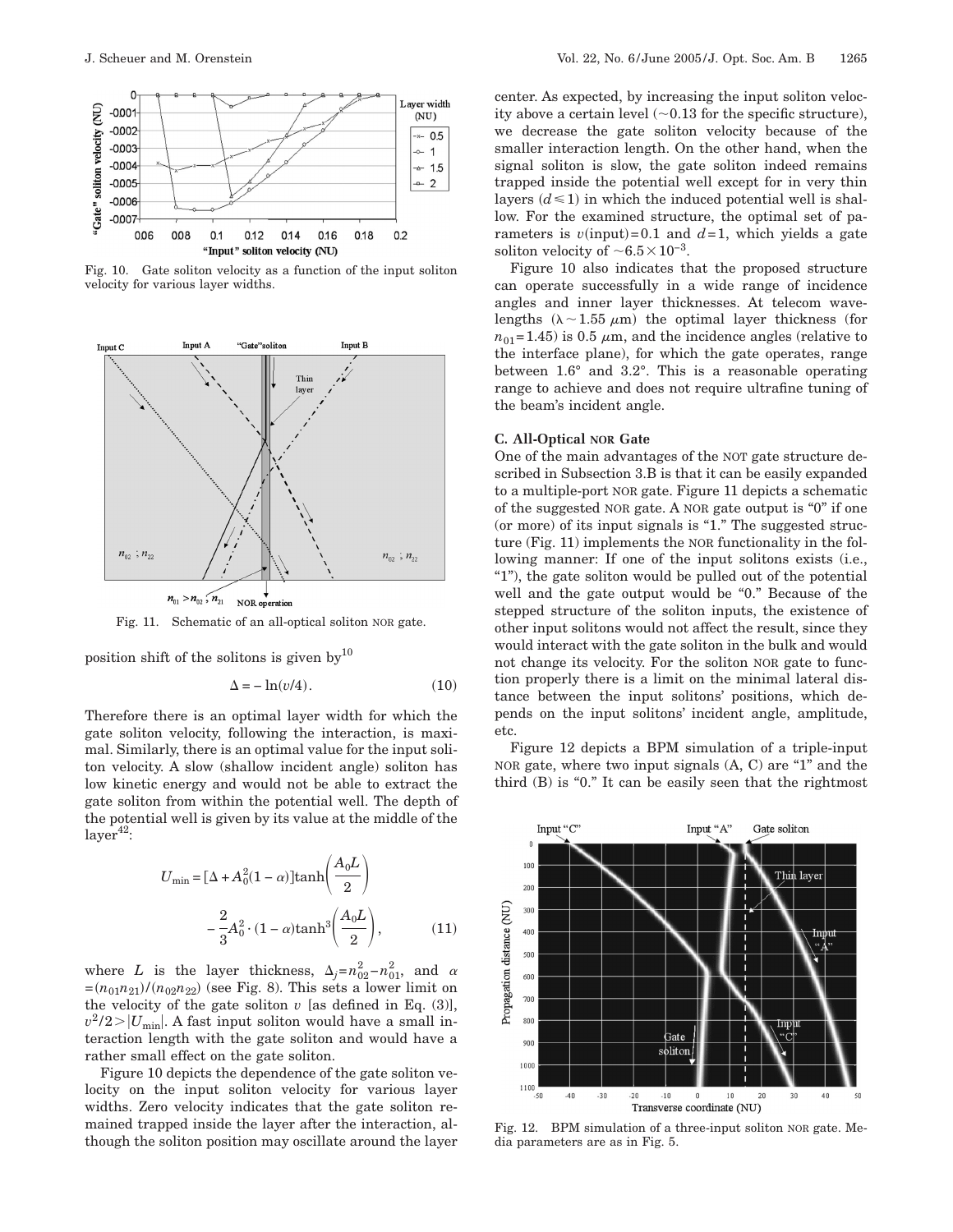Fig. 10. Gate soliton velocity as a function of the input soliton velocity for various layer widths.

Fig. 11. Schematic of an all-optical soliton NOR gate.

position shift of the solitons is given by[10]

$$\Delta = -\ln(v/4). \tag{10}$$

Therefore there is an optimal layer width for which the gate soliton velocity, following the interaction, is maximal. Similarly, there is an optimal value for the input soliton velocity. A slow (shallow incident angle) soliton has low kinetic energy and would not be able to extract the gate soliton from within the potential well. The depth of the potential well is given by its value at the middle of the layer[42]:

$$U_{\min} = [\Delta + A_0^2(1-\alpha)]\tanh\left(\frac{A_0 L}{2}\right) - \frac{2}{3}A_0^2 \cdot (1-\alpha)\tanh^3\left(\frac{A_0 L}{2}\right), \tag{11}$$

where $L$ is the layer thickness, $\Delta_j = n_{02}^2 - n_{01}^2$, and $\alpha = (n_{01}n_{21})/(n_{02}n_{22})$ (see Fig. 8). This sets a lower limit on the velocity of the gate soliton $v$ [as defined in Eq. (3)], $v^2/2 > |U_{\min}|$. A fast input soliton would have a small interaction length with the gate soliton and would have a rather small effect on the gate soliton.

Figure 10 depicts the dependence of the gate soliton velocity on the input soliton velocity for various layer widths. Zero velocity indicates that the gate soliton remained trapped inside the layer after the interaction, although the soliton position may oscillate around the layer center. As expected, by increasing the input soliton velocity above a certain level ($\sim$0.13 for the specific structure), we decrease the gate soliton velocity because of the smaller interaction length. On the other hand, when the signal soliton is slow, the gate soliton indeed remains trapped inside the potential well except for in very thin layers ($d \leq 1$) in which the induced potential well is shallow. For the examined structure, the optimal set of parameters is $v(\text{input}) = 0.1$ and $d = 1$, which yields a gate soliton velocity of $\sim 6.5 \times 10^{-3}$.

Figure 10 also indicates that the proposed structure can operate successfully in a wide range of incidence angles and inner layer thicknesses. At telecom wavelengths ($\lambda \sim 1.55$ $\mu$m) the optimal layer thickness (for $n_{01} = 1.45$) is 0.5 $\mu$m, and the incidence angles (relative to the interface plane), for which the gate operates, range between 1.6° and 3.2°. This is a reasonable operating range to achieve and does not require ultrafine tuning of the beam's incident angle.

### C. All-Optical NOR Gate

One of the main advantages of the NOT gate structure described in Subsection 3.B is that it can be easily expanded to a multiple-port NOR gate. Figure 11 depicts a schematic of the suggested NOR gate. A NOR gate output is "0" if one (or more) of its input signals is "1." The suggested structure (Fig. 11) implements the NOR functionality in the following manner: If one of the input solitons exists (i.e., "1"), the gate soliton would be pulled out of the potential well and the gate output would be "0." Because of the stepped structure of the soliton inputs, the existence of other input solitons would not affect the result, since they would interact with the gate soliton in the bulk and would not change its velocity. For the soliton NOR gate to function properly there is a limit on the minimal lateral distance between the input solitons' positions, which depends on the input solitons' incident angle, amplitude, etc.

Figure 12 depicts a BPM simulation of a triple-input NOR gate, where two input signals (A, C) are "1" and the third (B) is "0." It can be easily seen that the rightmost

Fig. 12. BPM simulation of a three-input soliton NOR gate. Media parameters are as in Fig. 5.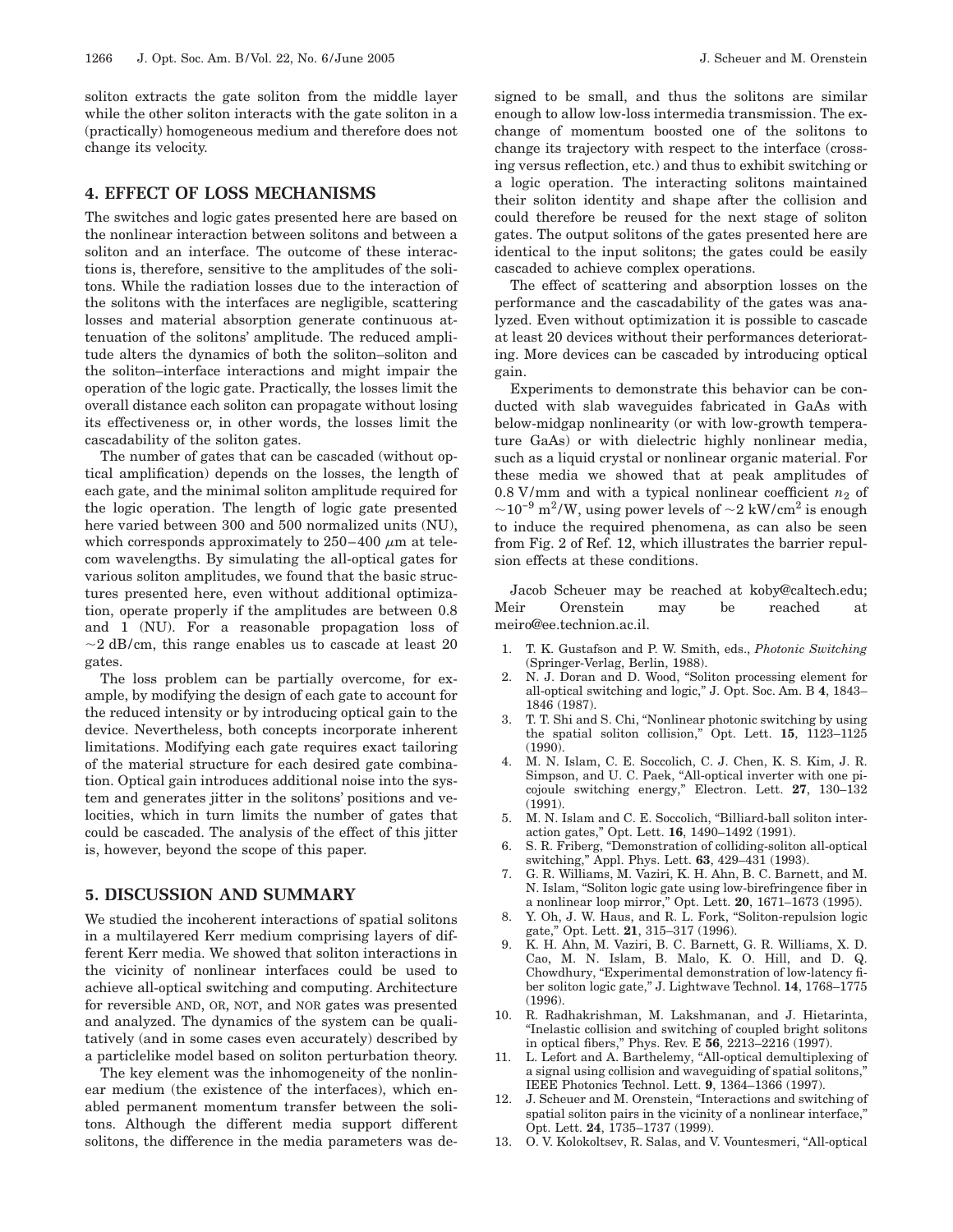soliton extracts the gate soliton from the middle layer while the other soliton interacts with the gate soliton in a (practically) homogeneous medium and therefore does not change its velocity.

## 4. EFFECT OF LOSS MECHANISMS

The switches and logic gates presented here are based on the nonlinear interaction between solitons and between a soliton and an interface. The outcome of these interactions is, therefore, sensitive to the amplitudes of the solitons. While the radiation losses due to the interaction of the solitons with the interfaces are negligible, scattering losses and material absorption generate continuous attenuation of the solitons' amplitude. The reduced amplitude alters the dynamics of both the soliton–soliton and the soliton–interface interactions and might impair the operation of the logic gate. Practically, the losses limit the overall distance each soliton can propagate without losing its effectiveness or, in other words, the losses limit the cascadability of the soliton gates.

The number of gates that can be cascaded (without optical amplification) depends on the losses, the length of each gate, and the minimal soliton amplitude required for the logic operation. The length of logic gate presented here varied between 300 and 500 normalized units (NU), which corresponds approximately to 250–400 $\mu$m at telecom wavelengths. By simulating the all-optical gates for various soliton amplitudes, we found that the basic structures presented here, even without additional optimization, operate properly if the amplitudes are between 0.8 and 1 (NU). For a reasonable propagation loss of $\sim$2 dB/cm, this range enables us to cascade at least 20 gates.

The loss problem can be partially overcome, for example, by modifying the design of each gate to account for the reduced intensity or by introducing optical gain to the device. Nevertheless, both concepts incorporate inherent limitations. Modifying each gate requires exact tailoring of the material structure for each desired gate combination. Optical gain introduces additional noise into the system and generates jitter in the solitons' positions and velocities, which in turn limits the number of gates that could be cascaded. The analysis of the effect of this jitter is, however, beyond the scope of this paper.

## 5. DISCUSSION AND SUMMARY

We studied the incoherent interactions of spatial solitons in a multilayered Kerr medium comprising layers of different Kerr media. We showed that soliton interactions in the vicinity of nonlinear interfaces could be used to achieve all-optical switching and computing. Architecture for reversible AND, OR, NOT, and NOR gates was presented and analyzed. The dynamics of the system can be qualitatively (and in some cases even accurately) described by a particlelike model based on soliton perturbation theory.

The key element was the inhomogeneity of the nonlinear medium (the existence of the interfaces), which enabled permanent momentum transfer between the solitons. Although the different media support different solitons, the difference in the media parameters was designed to be small, and thus the solitons are similar enough to allow low-loss intermedia transmission. The exchange of momentum boosted one of the solitons to change its trajectory with respect to the interface (crossing versus reflection, etc.) and thus to exhibit switching or a logic operation. The interacting solitons maintained their soliton identity and shape after the collision and could therefore be reused for the next stage of soliton gates. The output solitons of the gates presented here are identical to the input solitons; the gates could be easily cascaded to achieve complex operations.

The effect of scattering and absorption losses on the performance and the cascadability of the gates was analyzed. Even without optimization it is possible to cascade at least 20 devices without their performances deteriorating. More devices can be cascaded by introducing optical gain.

Experiments to demonstrate this behavior can be conducted with slab waveguides fabricated in GaAs with below-midgap nonlinearity (or with low-growth temperature GaAs) or with dielectric highly nonlinear media, such as a liquid crystal or nonlinear organic material. For these media we showed that at peak amplitudes of 0.8 V/mm and with a typical nonlinear coefficient $n_2$ of $\sim 10^{-9}$ m$^2$/W, using power levels of $\sim$2 kW/cm$^2$ is enough to induce the required phenomena, as can also be seen from Fig. 2 of Ref. 12, which illustrates the barrier repulsion effects at these conditions.

Jacob Scheuer may be reached at koby@caltech.edu; Meir Orenstein may be reached at meiro@ee.technion.ac.il.

1. T. K. Gustafson and P. W. Smith, eds., *Photonic Switching* (Springer-Verlag, Berlin, 1988).
2. N. J. Doran and D. Wood, "Soliton processing element for all-optical switching and logic," J. Opt. Soc. Am. B **4**, 1843–1846 (1987).
3. T. T. Shi and S. Chi, "Nonlinear photonic switching by using the spatial soliton collision," Opt. Lett. **15**, 1123–1125 (1990).
4. M. N. Islam, C. E. Soccolich, C. J. Chen, K. S. Kim, J. R. Simpson, and U. C. Paek, "All-optical inverter with one picojoule switching energy," Electron. Lett. **27**, 130–132 (1991).
5. M. N. Islam and C. E. Soccolich, "Billiard-ball soliton interaction gates," Opt. Lett. **16**, 1490–1492 (1991).
6. S. R. Friberg, "Demonstration of colliding-soliton all-optical switching," Appl. Phys. Lett. **63**, 429–431 (1993).
7. G. R. Williams, M. Vaziri, K. H. Ahn, B. C. Barnett, and M. N. Islam, "Soliton logic gate using low-birefringence fiber in a nonlinear loop mirror," Opt. Lett. **20**, 1671–1673 (1995).
8. Y. Oh, J. W. Haus, and R. L. Fork, "Soliton-repulsion logic gate," Opt. Lett. **21**, 315–317 (1996).
9. K. H. Ahn, M. Vaziri, B. C. Barnett, G. R. Williams, X. D. Cao, M. N. Islam, B. Malo, K. O. Hill, and D. Q. Chowdhury, "Experimental demonstration of low-latency fiber soliton logic gate," J. Lightwave Technol. **14**, 1768–1775 (1996).
10. R. Radhakrishman, M. Lakshmanan, and J. Hietarinta, "Inelastic collision and switching of coupled bright solitons in optical fibers," Phys. Rev. E **56**, 2213–2216 (1997).
11. L. Lefort and A. Barthelemy, "All-optical demultiplexing of a signal using collision and waveguiding of spatial solitons," IEEE Photonics Technol. Lett. **9**, 1364–1366 (1997).
12. J. Scheuer and M. Orenstein, "Interactions and switching of spatial soliton pairs in the vicinity of a nonlinear interface," Opt. Lett. **24**, 1735–1737 (1999).
13. O. V. Kolokoltsev, R. Salas, and V. Vountesmeri, "All-optical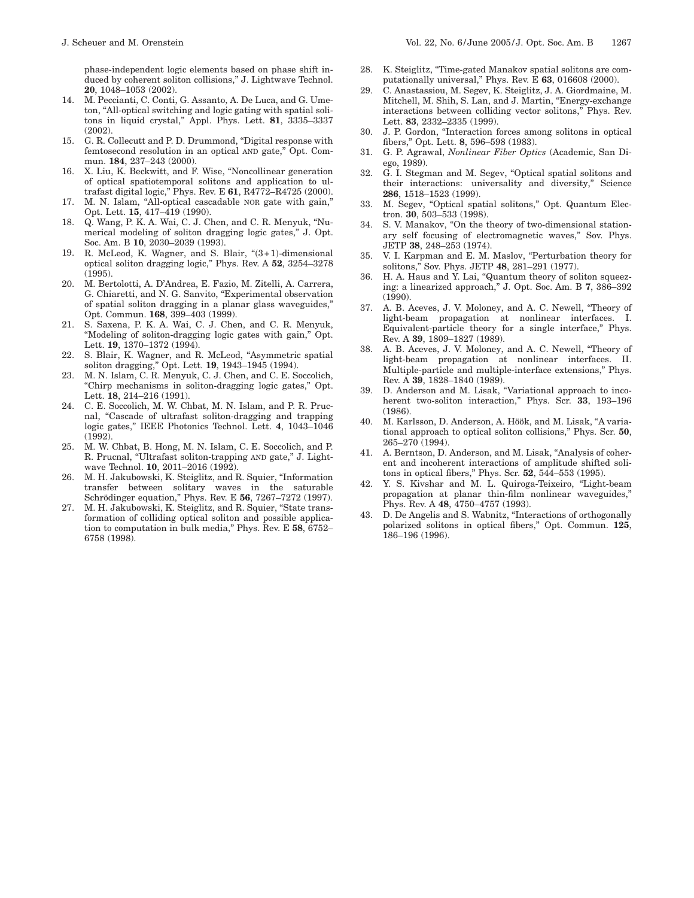phase-independent logic elements based on phase shift induced by coherent soliton collisions," J. Lightwave Technol. **20**, 1048–1053 (2002).

14. M. Peccianti, C. Conti, G. Assanto, A. De Luca, and G. Umeton, "All-optical switching and logic gating with spatial solitons in liquid crystal," Appl. Phys. Lett. **81**, 3335–3337 (2002).
15. G. R. Collecutt and P. D. Drummond, "Digital response with femtosecond resolution in an optical AND gate," Opt. Commun. **184**, 237–243 (2000).
16. X. Liu, K. Beckwitt, and F. Wise, "Noncollinear generation of optical spatiotemporal solitons and application to ultrafast digital logic," Phys. Rev. E **61**, R4772–R4725 (2000).
17. M. N. Islam, "All-optical cascadable NOR gate with gain," Opt. Lett. **15**, 417–419 (1990).
18. Q. Wang, P. K. A. Wai, C. J. Chen, and C. R. Menyuk, "Numerical modeling of soliton dragging logic gates," J. Opt. Soc. Am. B **10**, 2030–2039 (1993).
19. R. McLeod, K. Wagner, and S. Blair, "(3+1)-dimensional optical soliton dragging logic," Phys. Rev. A **52**, 3254–3278 (1995).
20. M. Bertolotti, A. D'Andrea, E. Fazio, M. Zitelli, A. Carrera, G. Chiaretti, and N. G. Sanvito, "Experimental observation of spatial soliton dragging in a planar glass waveguides," Opt. Commun. **168**, 399–403 (1999).
21. S. Saxena, P. K. A. Wai, C. J. Chen, and C. R. Menyuk, "Modeling of soliton-dragging logic gates with gain," Opt. Lett. **19**, 1370–1372 (1994).
22. S. Blair, K. Wagner, and R. McLeod, "Asymmetric spatial soliton dragging," Opt. Lett. **19**, 1943–1945 (1994).
23. M. N. Islam, C. R. Menyuk, C. J. Chen, and C. E. Soccolich, "Chirp mechanisms in soliton-dragging logic gates," Opt. Lett. **18**, 214–216 (1991).
24. C. E. Soccolich, M. W. Chbat, M. N. Islam, and P. R. Prucnal, "Cascade of ultrafast soliton-dragging and trapping logic gates," IEEE Photonics Technol. Lett. **4**, 1043–1046 (1992).
25. M. W. Chbat, B. Hong, M. N. Islam, C. E. Soccolich, and P. R. Prucnal, "Ultrafast soliton-trapping AND gate," J. Lightwave Technol. **10**, 2011–2016 (1992).
26. M. H. Jakubowski, K. Steiglitz, and R. Squier, "Information transfer between solitary waves in the saturable Schrödinger equation," Phys. Rev. E **56**, 7267–7272 (1997).
27. M. H. Jakubowski, K. Steiglitz, and R. Squier, "State transformation of colliding optical soliton and possible application to computation in bulk media," Phys. Rev. E **58**, 6752–6758 (1998).
28. K. Steiglitz, "Time-gated Manakov spatial solitons are computationally universal," Phys. Rev. E **63**, 016608 (2000).
29. C. Anastassiou, M. Segev, K. Steiglitz, J. A. Giordmaine, M. Mitchell, M. Shih, S. Lan, and J. Martin, "Energy-exchange interactions between colliding vector solitons," Phys. Rev. Lett. **83**, 2332–2335 (1999).
30. J. P. Gordon, "Interaction forces among solitons in optical fibers," Opt. Lett. **8**, 596–598 (1983).
31. G. P. Agrawal, *Nonlinear Fiber Optics* (Academic, San Diego, 1989).
32. G. I. Stegman and M. Segev, "Optical spatial solitons and their interactions: universality and diversity," Science **286**, 1518–1523 (1999).
33. M. Segev, "Optical spatial solitons," Opt. Quantum Electron. **30**, 503–533 (1998).
34. S. V. Manakov, "On the theory of two-dimensional stationary self focusing of electromagnetic waves," Sov. Phys. JETP **38**, 248–253 (1974).
35. V. I. Karpman and E. M. Maslov, "Perturbation theory for solitons," Sov. Phys. JETP **48**, 281–291 (1977).
36. H. A. Haus and Y. Lai, "Quantum theory of soliton squeezing: a linearized approach," J. Opt. Soc. Am. B **7**, 386–392 (1990).
37. A. B. Aceves, J. V. Moloney, and A. C. Newell, "Theory of light-beam propagation at nonlinear interfaces. I. Equivalent-particle theory for a single interface," Phys. Rev. A **39**, 1809–1827 (1989).
38. A. B. Aceves, J. V. Moloney, and A. C. Newell, "Theory of light-beam propagation at nonlinear interfaces. II. Multiple-particle and multiple-interface extensions," Phys. Rev. A **39**, 1828–1840 (1989).
39. D. Anderson and M. Lisak, "Variational approach to incoherent two-soliton interaction," Phys. Scr. **33**, 193–196 (1986).
40. M. Karlsson, D. Anderson, A. Höök, and M. Lisak, "A variational approach to optical soliton collisions," Phys. Scr. **50**, 265–270 (1994).
41. A. Berntson, D. Anderson, and M. Lisak, "Analysis of coherent and incoherent interactions of amplitude shifted solitons in optical fibers," Phys. Scr. **52**, 544–553 (1995).
42. Y. S. Kivshar and M. L. Quiroga-Teixeiro, "Light-beam propagation at planar thin-film nonlinear waveguides," Phys. Rev. A **48**, 4750–4757 (1993).
43. D. De Angelis and S. Wabnitz, "Interactions of orthogonally polarized solitons in optical fibers," Opt. Commun. **125**, 186–196 (1996).